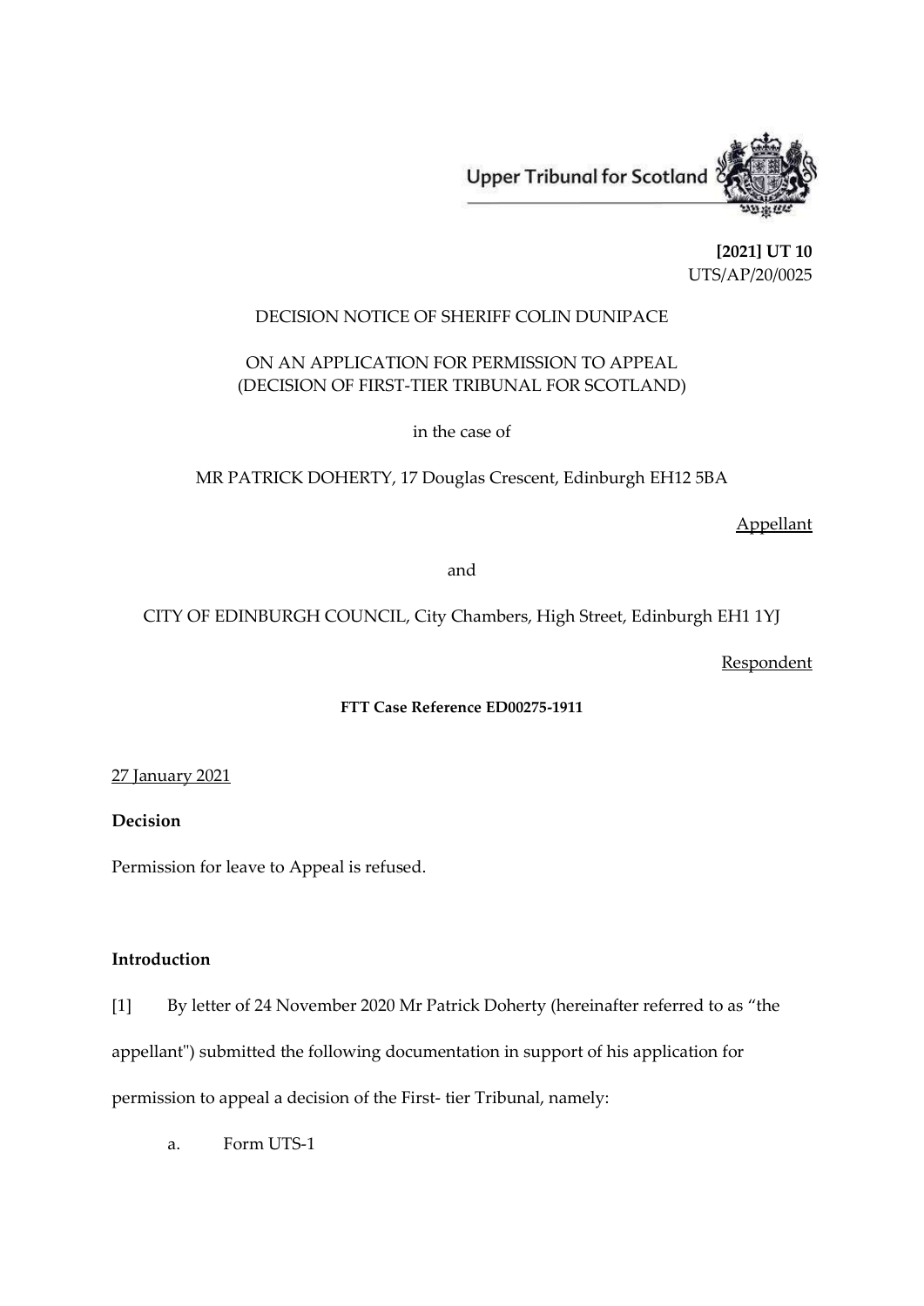Upper Tribunal for Scotland

**[2021] UT 10**
UTS/AP/20/0025

DECISION NOTICE OF SHERIFF COLIN DUNIPACE

ON AN APPLICATION FOR PERMISSION TO APPEAL
(DECISION OF FIRST-TIER TRIBUNAL FOR SCOTLAND)

in the case of

MR PATRICK DOHERTY, 17 Douglas Crescent, Edinburgh EH12 5BA

Appellant

and

CITY OF EDINBURGH COUNCIL, City Chambers, High Street, Edinburgh EH1 1YJ

Respondent

**FTT Case Reference ED00275-1911**

27 January 2021

**Decision**

Permission for leave to Appeal is refused.

**Introduction**

[1] By letter of 24 November 2020 Mr Patrick Doherty (hereinafter referred to as "the appellant") submitted the following documentation in support of his application for permission to appeal a decision of the First- tier Tribunal, namely:

a. Form UTS-1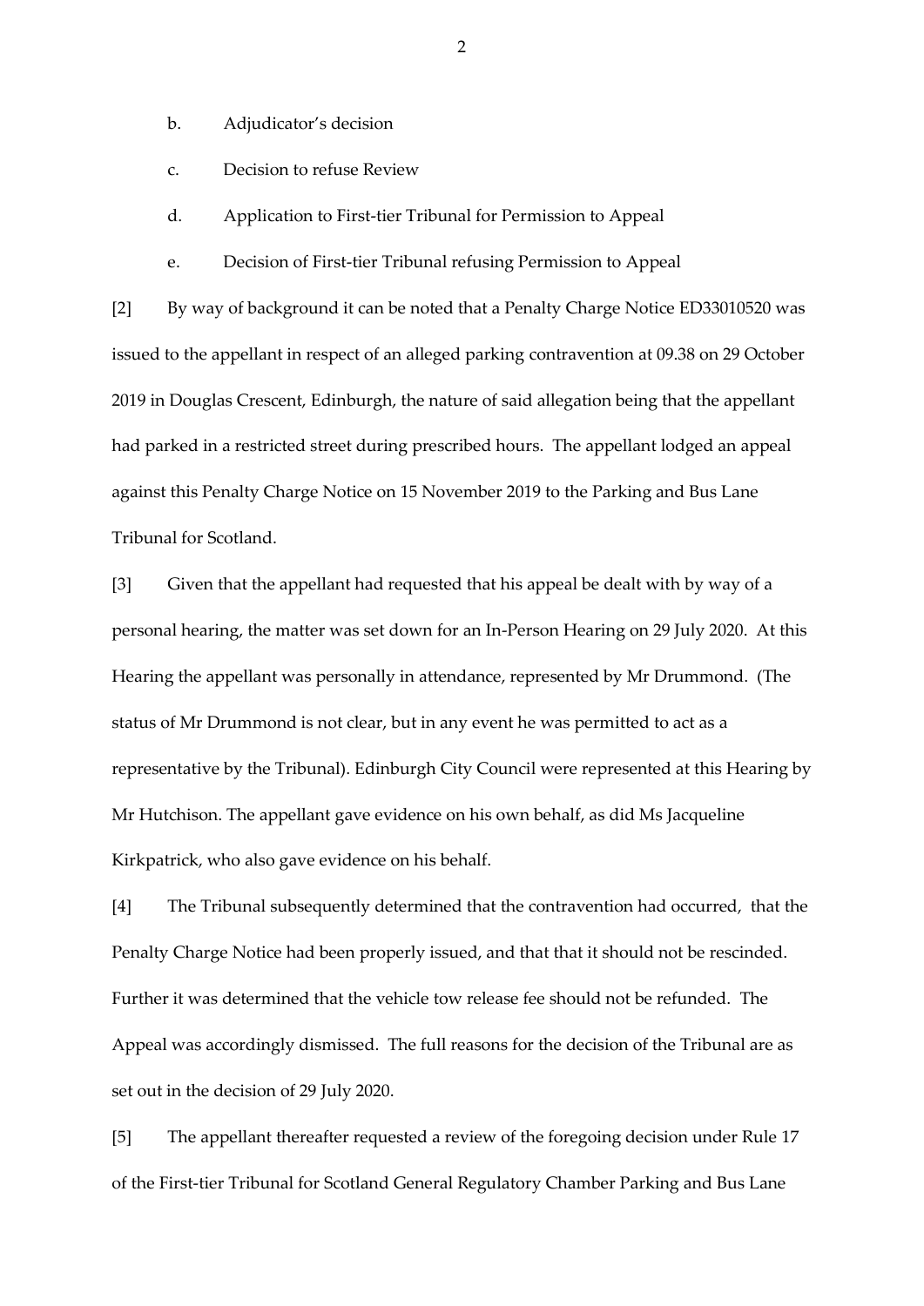b. Adjudicator's decision

c. Decision to refuse Review

d. Application to First-tier Tribunal for Permission to Appeal

e. Decision of First-tier Tribunal refusing Permission to Appeal

[2] By way of background it can be noted that a Penalty Charge Notice ED33010520 was issued to the appellant in respect of an alleged parking contravention at 09.38 on 29 October 2019 in Douglas Crescent, Edinburgh, the nature of said allegation being that the appellant had parked in a restricted street during prescribed hours. The appellant lodged an appeal against this Penalty Charge Notice on 15 November 2019 to the Parking and Bus Lane Tribunal for Scotland.

[3] Given that the appellant had requested that his appeal be dealt with by way of a personal hearing, the matter was set down for an In-Person Hearing on 29 July 2020. At this Hearing the appellant was personally in attendance, represented by Mr Drummond. (The status of Mr Drummond is not clear, but in any event he was permitted to act as a representative by the Tribunal). Edinburgh City Council were represented at this Hearing by Mr Hutchison. The appellant gave evidence on his own behalf, as did Ms Jacqueline Kirkpatrick, who also gave evidence on his behalf.

[4] The Tribunal subsequently determined that the contravention had occurred, that the Penalty Charge Notice had been properly issued, and that that it should not be rescinded. Further it was determined that the vehicle tow release fee should not be refunded. The Appeal was accordingly dismissed. The full reasons for the decision of the Tribunal are as set out in the decision of 29 July 2020.

[5] The appellant thereafter requested a review of the foregoing decision under Rule 17 of the First-tier Tribunal for Scotland General Regulatory Chamber Parking and Bus Lane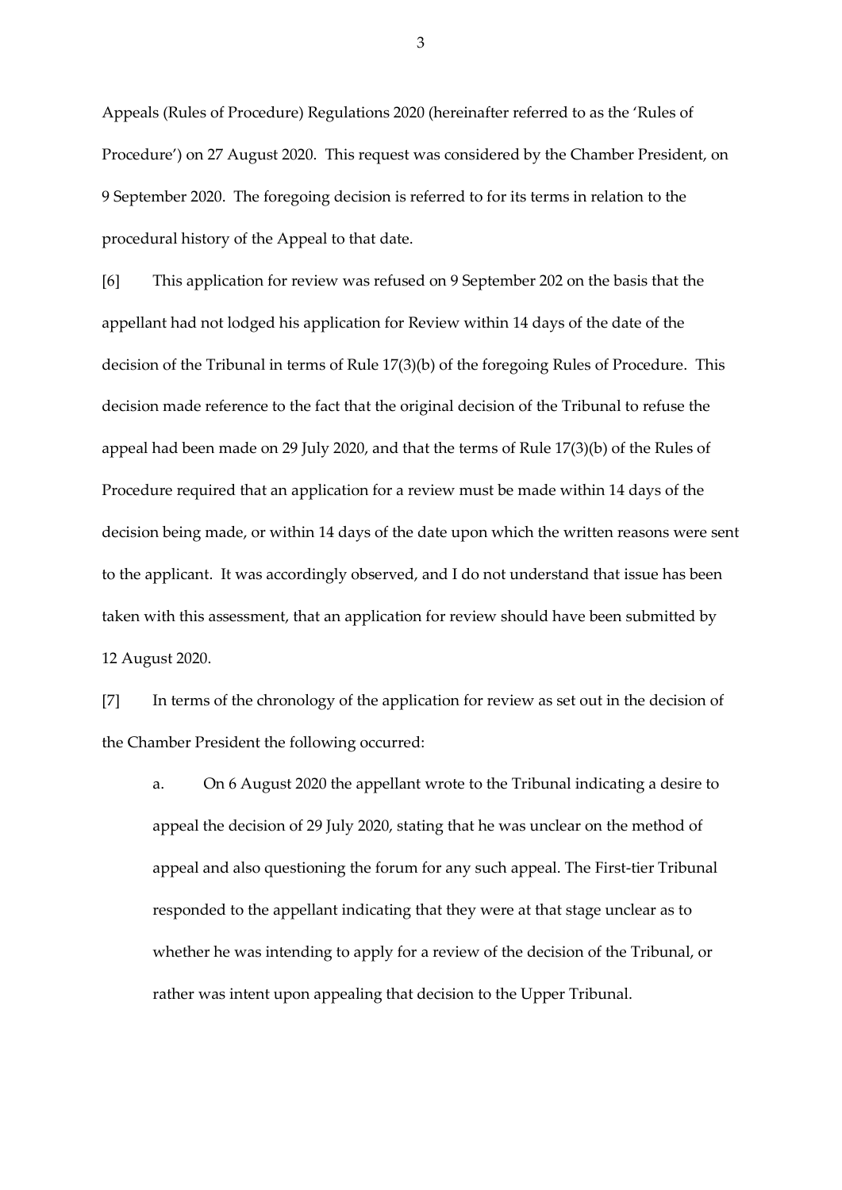Appeals (Rules of Procedure) Regulations 2020 (hereinafter referred to as the 'Rules of Procedure') on 27 August 2020. This request was considered by the Chamber President, on 9 September 2020. The foregoing decision is referred to for its terms in relation to the procedural history of the Appeal to that date.

[6] This application for review was refused on 9 September 202 on the basis that the appellant had not lodged his application for Review within 14 days of the date of the decision of the Tribunal in terms of Rule 17(3)(b) of the foregoing Rules of Procedure. This decision made reference to the fact that the original decision of the Tribunal to refuse the appeal had been made on 29 July 2020, and that the terms of Rule 17(3)(b) of the Rules of Procedure required that an application for a review must be made within 14 days of the decision being made, or within 14 days of the date upon which the written reasons were sent to the applicant. It was accordingly observed, and I do not understand that issue has been taken with this assessment, that an application for review should have been submitted by 12 August 2020.

[7] In terms of the chronology of the application for review as set out in the decision of the Chamber President the following occurred:

a. On 6 August 2020 the appellant wrote to the Tribunal indicating a desire to appeal the decision of 29 July 2020, stating that he was unclear on the method of appeal and also questioning the forum for any such appeal. The First-tier Tribunal responded to the appellant indicating that they were at that stage unclear as to whether he was intending to apply for a review of the decision of the Tribunal, or rather was intent upon appealing that decision to the Upper Tribunal.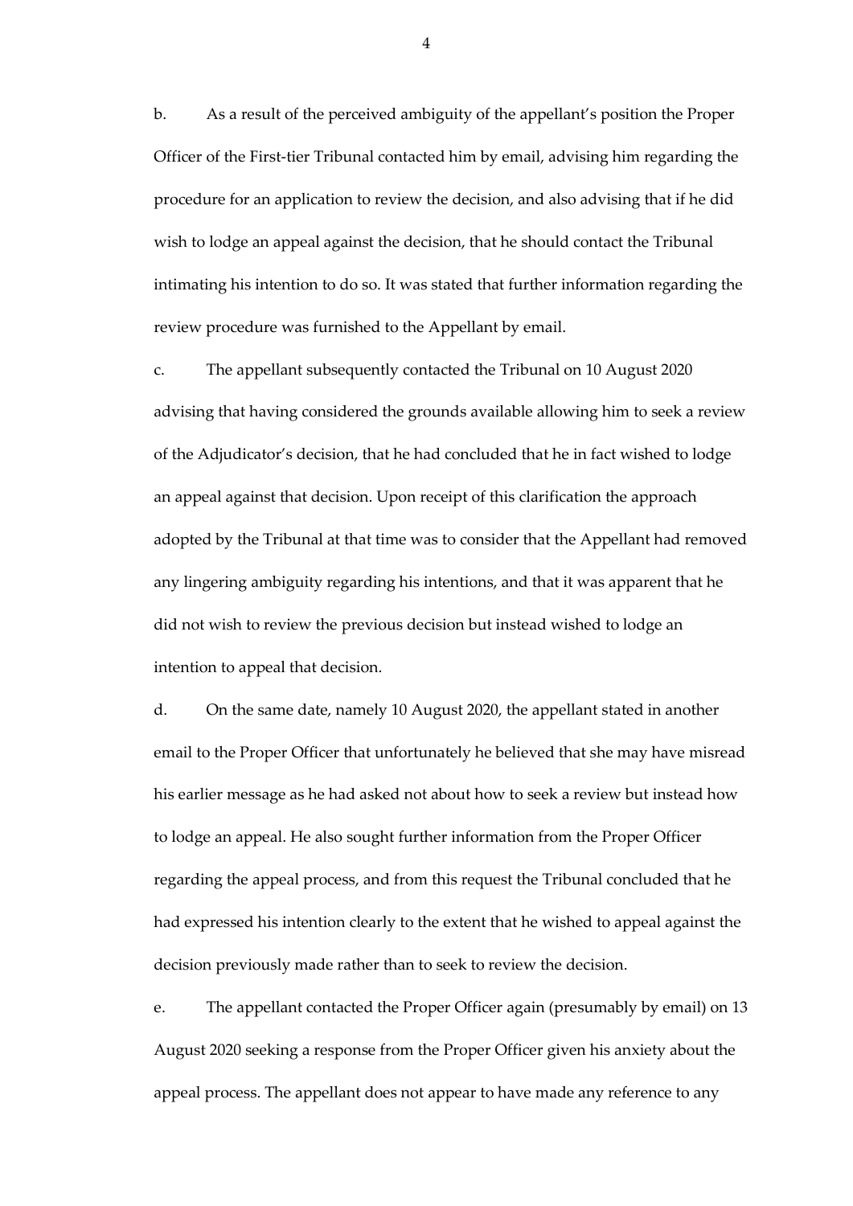b. As a result of the perceived ambiguity of the appellant's position the Proper Officer of the First-tier Tribunal contacted him by email, advising him regarding the procedure for an application to review the decision, and also advising that if he did wish to lodge an appeal against the decision, that he should contact the Tribunal intimating his intention to do so. It was stated that further information regarding the review procedure was furnished to the Appellant by email.

c. The appellant subsequently contacted the Tribunal on 10 August 2020 advising that having considered the grounds available allowing him to seek a review of the Adjudicator's decision, that he had concluded that he in fact wished to lodge an appeal against that decision. Upon receipt of this clarification the approach adopted by the Tribunal at that time was to consider that the Appellant had removed any lingering ambiguity regarding his intentions, and that it was apparent that he did not wish to review the previous decision but instead wished to lodge an intention to appeal that decision.

d. On the same date, namely 10 August 2020, the appellant stated in another email to the Proper Officer that unfortunately he believed that she may have misread his earlier message as he had asked not about how to seek a review but instead how to lodge an appeal. He also sought further information from the Proper Officer regarding the appeal process, and from this request the Tribunal concluded that he had expressed his intention clearly to the extent that he wished to appeal against the decision previously made rather than to seek to review the decision.

e. The appellant contacted the Proper Officer again (presumably by email) on 13 August 2020 seeking a response from the Proper Officer given his anxiety about the appeal process. The appellant does not appear to have made any reference to any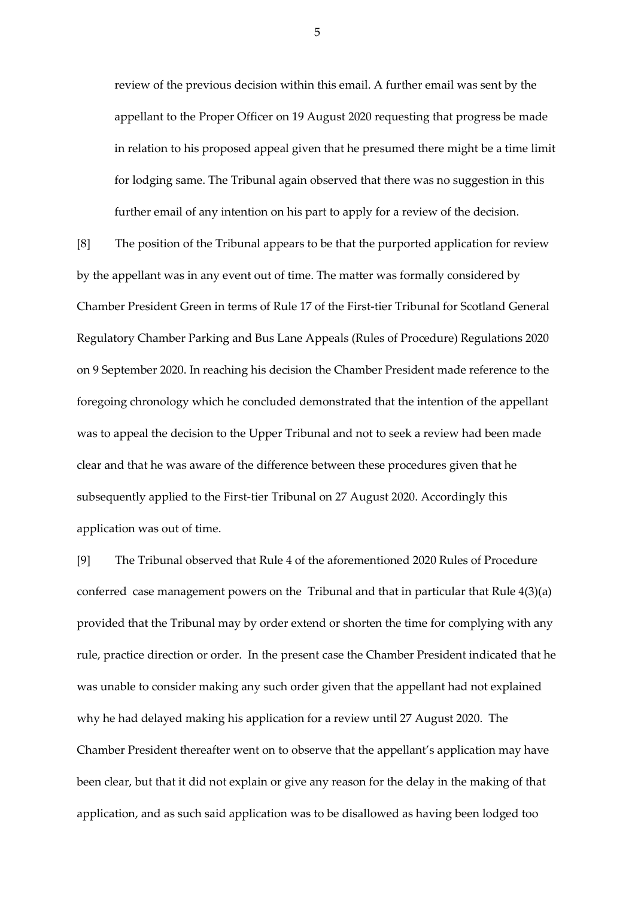review of the previous decision within this email. A further email was sent by the appellant to the Proper Officer on 19 August 2020 requesting that progress be made in relation to his proposed appeal given that he presumed there might be a time limit for lodging same. The Tribunal again observed that there was no suggestion in this further email of any intention on his part to apply for a review of the decision.

[8] The position of the Tribunal appears to be that the purported application for review by the appellant was in any event out of time. The matter was formally considered by Chamber President Green in terms of Rule 17 of the First-tier Tribunal for Scotland General Regulatory Chamber Parking and Bus Lane Appeals (Rules of Procedure) Regulations 2020 on 9 September 2020. In reaching his decision the Chamber President made reference to the foregoing chronology which he concluded demonstrated that the intention of the appellant was to appeal the decision to the Upper Tribunal and not to seek a review had been made clear and that he was aware of the difference between these procedures given that he subsequently applied to the First-tier Tribunal on 27 August 2020. Accordingly this application was out of time.

[9] The Tribunal observed that Rule 4 of the aforementioned 2020 Rules of Procedure conferred case management powers on the Tribunal and that in particular that Rule 4(3)(a) provided that the Tribunal may by order extend or shorten the time for complying with any rule, practice direction or order. In the present case the Chamber President indicated that he was unable to consider making any such order given that the appellant had not explained why he had delayed making his application for a review until 27 August 2020. The Chamber President thereafter went on to observe that the appellant's application may have been clear, but that it did not explain or give any reason for the delay in the making of that application, and as such said application was to be disallowed as having been lodged too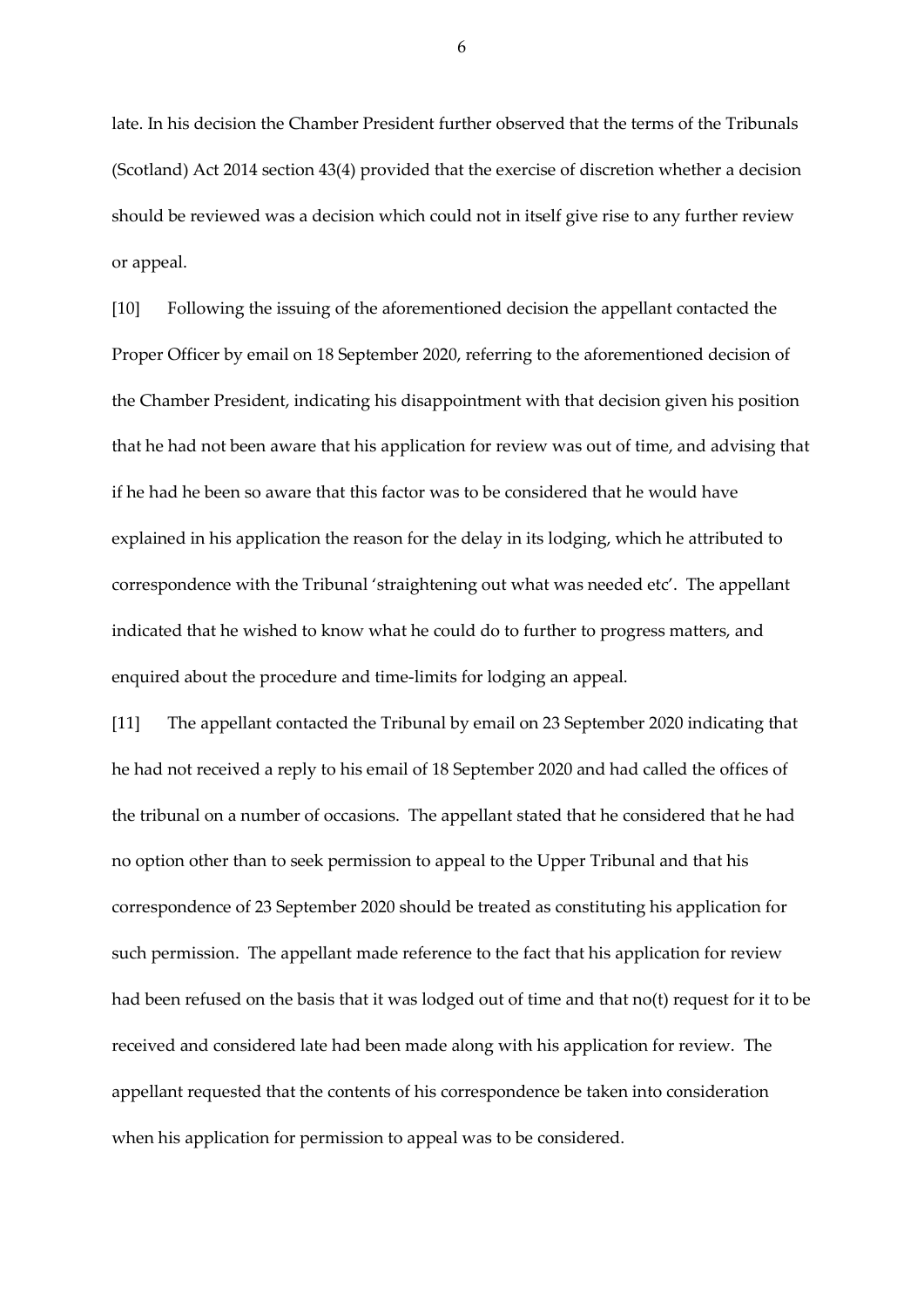late. In his decision the Chamber President further observed that the terms of the Tribunals (Scotland) Act 2014 section 43(4) provided that the exercise of discretion whether a decision should be reviewed was a decision which could not in itself give rise to any further review or appeal.

[10] Following the issuing of the aforementioned decision the appellant contacted the Proper Officer by email on 18 September 2020, referring to the aforementioned decision of the Chamber President, indicating his disappointment with that decision given his position that he had not been aware that his application for review was out of time, and advising that if he had he been so aware that this factor was to be considered that he would have explained in his application the reason for the delay in its lodging, which he attributed to correspondence with the Tribunal 'straightening out what was needed etc'. The appellant indicated that he wished to know what he could do to further to progress matters, and enquired about the procedure and time-limits for lodging an appeal.

[11] The appellant contacted the Tribunal by email on 23 September 2020 indicating that he had not received a reply to his email of 18 September 2020 and had called the offices of the tribunal on a number of occasions. The appellant stated that he considered that he had no option other than to seek permission to appeal to the Upper Tribunal and that his correspondence of 23 September 2020 should be treated as constituting his application for such permission. The appellant made reference to the fact that his application for review had been refused on the basis that it was lodged out of time and that no(t) request for it to be received and considered late had been made along with his application for review. The appellant requested that the contents of his correspondence be taken into consideration when his application for permission to appeal was to be considered.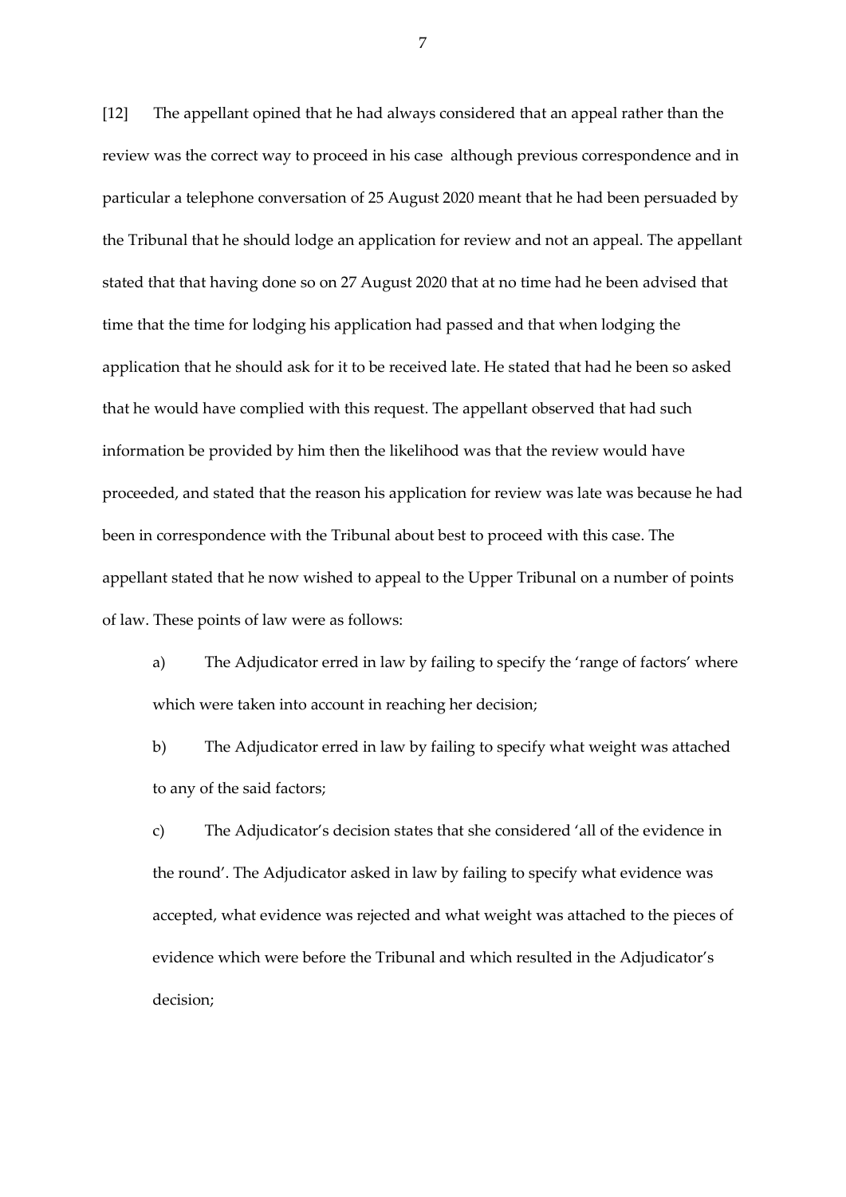[12] The appellant opined that he had always considered that an appeal rather than the review was the correct way to proceed in his case although previous correspondence and in particular a telephone conversation of 25 August 2020 meant that he had been persuaded by the Tribunal that he should lodge an application for review and not an appeal. The appellant stated that that having done so on 27 August 2020 that at no time had he been advised that time that the time for lodging his application had passed and that when lodging the application that he should ask for it to be received late. He stated that had he been so asked that he would have complied with this request. The appellant observed that had such information be provided by him then the likelihood was that the review would have proceeded, and stated that the reason his application for review was late was because he had been in correspondence with the Tribunal about best to proceed with this case. The appellant stated that he now wished to appeal to the Upper Tribunal on a number of points of law. These points of law were as follows:

a) The Adjudicator erred in law by failing to specify the 'range of factors' where which were taken into account in reaching her decision;

b) The Adjudicator erred in law by failing to specify what weight was attached to any of the said factors;

c) The Adjudicator's decision states that she considered 'all of the evidence in the round'. The Adjudicator asked in law by failing to specify what evidence was accepted, what evidence was rejected and what weight was attached to the pieces of evidence which were before the Tribunal and which resulted in the Adjudicator's decision;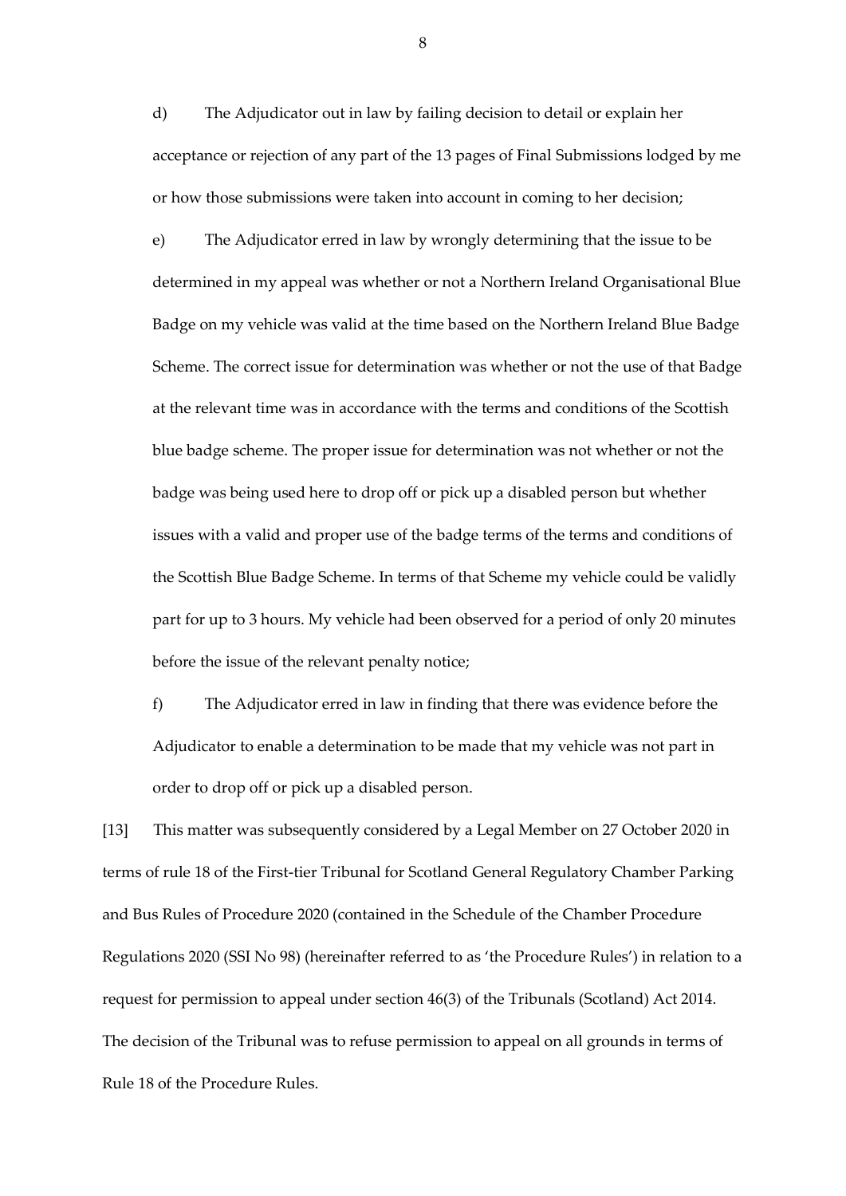d) The Adjudicator out in law by failing decision to detail or explain her acceptance or rejection of any part of the 13 pages of Final Submissions lodged by me or how those submissions were taken into account in coming to her decision;

e) The Adjudicator erred in law by wrongly determining that the issue to be determined in my appeal was whether or not a Northern Ireland Organisational Blue Badge on my vehicle was valid at the time based on the Northern Ireland Blue Badge Scheme. The correct issue for determination was whether or not the use of that Badge at the relevant time was in accordance with the terms and conditions of the Scottish blue badge scheme. The proper issue for determination was not whether or not the badge was being used here to drop off or pick up a disabled person but whether issues with a valid and proper use of the badge terms of the terms and conditions of the Scottish Blue Badge Scheme. In terms of that Scheme my vehicle could be validly part for up to 3 hours. My vehicle had been observed for a period of only 20 minutes before the issue of the relevant penalty notice;

f) The Adjudicator erred in law in finding that there was evidence before the Adjudicator to enable a determination to be made that my vehicle was not part in order to drop off or pick up a disabled person.

[13] This matter was subsequently considered by a Legal Member on 27 October 2020 in terms of rule 18 of the First-tier Tribunal for Scotland General Regulatory Chamber Parking and Bus Rules of Procedure 2020 (contained in the Schedule of the Chamber Procedure Regulations 2020 (SSI No 98) (hereinafter referred to as 'the Procedure Rules') in relation to a request for permission to appeal under section 46(3) of the Tribunals (Scotland) Act 2014. The decision of the Tribunal was to refuse permission to appeal on all grounds in terms of Rule 18 of the Procedure Rules.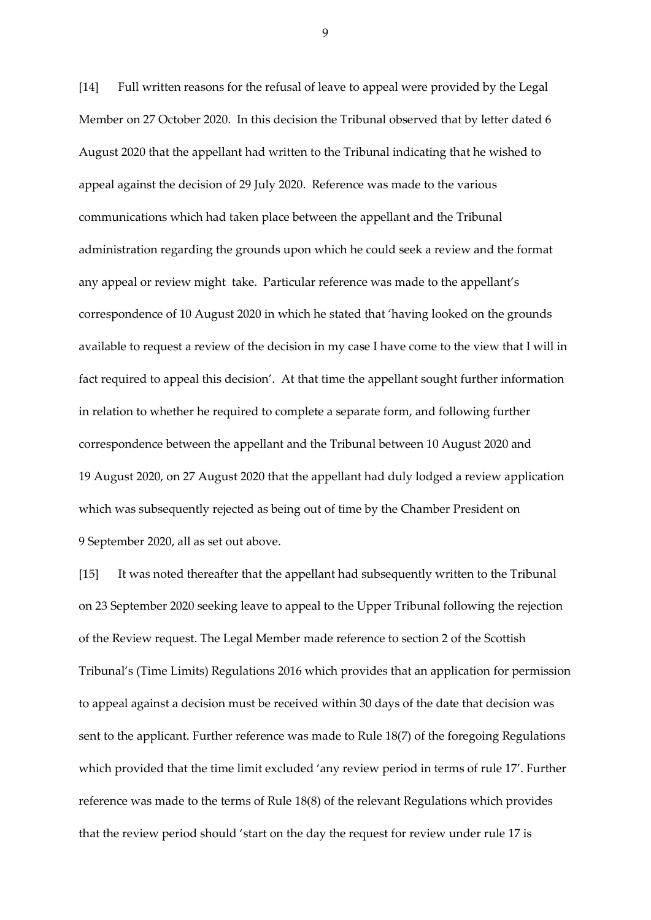[14] Full written reasons for the refusal of leave to appeal were provided by the Legal Member on 27 October 2020. In this decision the Tribunal observed that by letter dated 6 August 2020 that the appellant had written to the Tribunal indicating that he wished to appeal against the decision of 29 July 2020. Reference was made to the various communications which had taken place between the appellant and the Tribunal administration regarding the grounds upon which he could seek a review and the format any appeal or review might take. Particular reference was made to the appellant's correspondence of 10 August 2020 in which he stated that 'having looked on the grounds available to request a review of the decision in my case I have come to the view that I will in fact required to appeal this decision'. At that time the appellant sought further information in relation to whether he required to complete a separate form, and following further correspondence between the appellant and the Tribunal between 10 August 2020 and 19 August 2020, on 27 August 2020 that the appellant had duly lodged a review application which was subsequently rejected as being out of time by the Chamber President on 9 September 2020, all as set out above.

[15] It was noted thereafter that the appellant had subsequently written to the Tribunal on 23 September 2020 seeking leave to appeal to the Upper Tribunal following the rejection of the Review request. The Legal Member made reference to section 2 of the Scottish Tribunal's (Time Limits) Regulations 2016 which provides that an application for permission to appeal against a decision must be received within 30 days of the date that decision was sent to the applicant. Further reference was made to Rule 18(7) of the foregoing Regulations which provided that the time limit excluded 'any review period in terms of rule 17'. Further reference was made to the terms of Rule 18(8) of the relevant Regulations which provides that the review period should 'start on the day the request for review under rule 17 is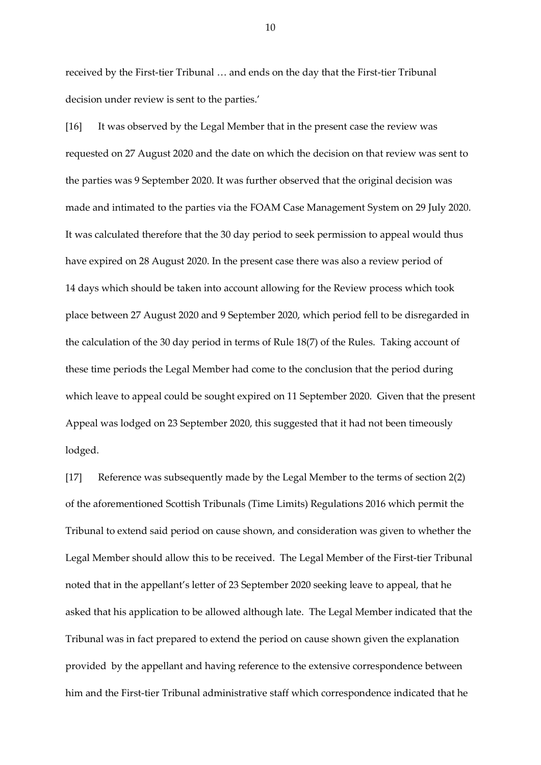received by the First-tier Tribunal … and ends on the day that the First-tier Tribunal decision under review is sent to the parties.'

[16] It was observed by the Legal Member that in the present case the review was requested on 27 August 2020 and the date on which the decision on that review was sent to the parties was 9 September 2020. It was further observed that the original decision was made and intimated to the parties via the FOAM Case Management System on 29 July 2020. It was calculated therefore that the 30 day period to seek permission to appeal would thus have expired on 28 August 2020. In the present case there was also a review period of 14 days which should be taken into account allowing for the Review process which took place between 27 August 2020 and 9 September 2020, which period fell to be disregarded in the calculation of the 30 day period in terms of Rule 18(7) of the Rules. Taking account of these time periods the Legal Member had come to the conclusion that the period during which leave to appeal could be sought expired on 11 September 2020. Given that the present Appeal was lodged on 23 September 2020, this suggested that it had not been timeously lodged.

[17] Reference was subsequently made by the Legal Member to the terms of section 2(2) of the aforementioned Scottish Tribunals (Time Limits) Regulations 2016 which permit the Tribunal to extend said period on cause shown, and consideration was given to whether the Legal Member should allow this to be received. The Legal Member of the First-tier Tribunal noted that in the appellant's letter of 23 September 2020 seeking leave to appeal, that he asked that his application to be allowed although late. The Legal Member indicated that the Tribunal was in fact prepared to extend the period on cause shown given the explanation provided by the appellant and having reference to the extensive correspondence between him and the First-tier Tribunal administrative staff which correspondence indicated that he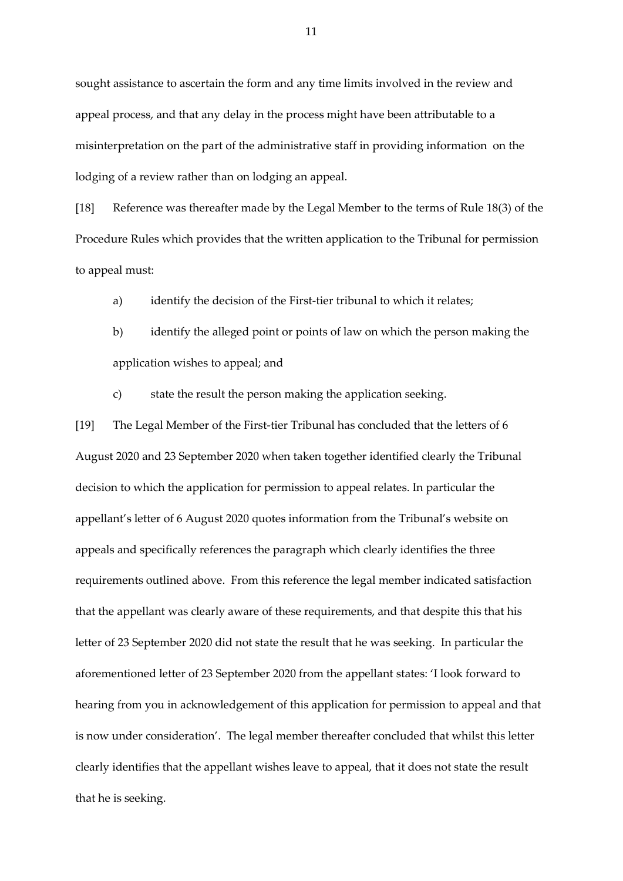sought assistance to ascertain the form and any time limits involved in the review and appeal process, and that any delay in the process might have been attributable to a misinterpretation on the part of the administrative staff in providing information on the lodging of a review rather than on lodging an appeal.

[18] Reference was thereafter made by the Legal Member to the terms of Rule 18(3) of the Procedure Rules which provides that the written application to the Tribunal for permission to appeal must:

a) identify the decision of the First-tier tribunal to which it relates;

b) identify the alleged point or points of law on which the person making the application wishes to appeal; and

c) state the result the person making the application seeking.

[19] The Legal Member of the First-tier Tribunal has concluded that the letters of 6 August 2020 and 23 September 2020 when taken together identified clearly the Tribunal decision to which the application for permission to appeal relates. In particular the appellant's letter of 6 August 2020 quotes information from the Tribunal's website on appeals and specifically references the paragraph which clearly identifies the three requirements outlined above. From this reference the legal member indicated satisfaction that the appellant was clearly aware of these requirements, and that despite this that his letter of 23 September 2020 did not state the result that he was seeking. In particular the aforementioned letter of 23 September 2020 from the appellant states: 'I look forward to hearing from you in acknowledgement of this application for permission to appeal and that is now under consideration'. The legal member thereafter concluded that whilst this letter clearly identifies that the appellant wishes leave to appeal, that it does not state the result that he is seeking.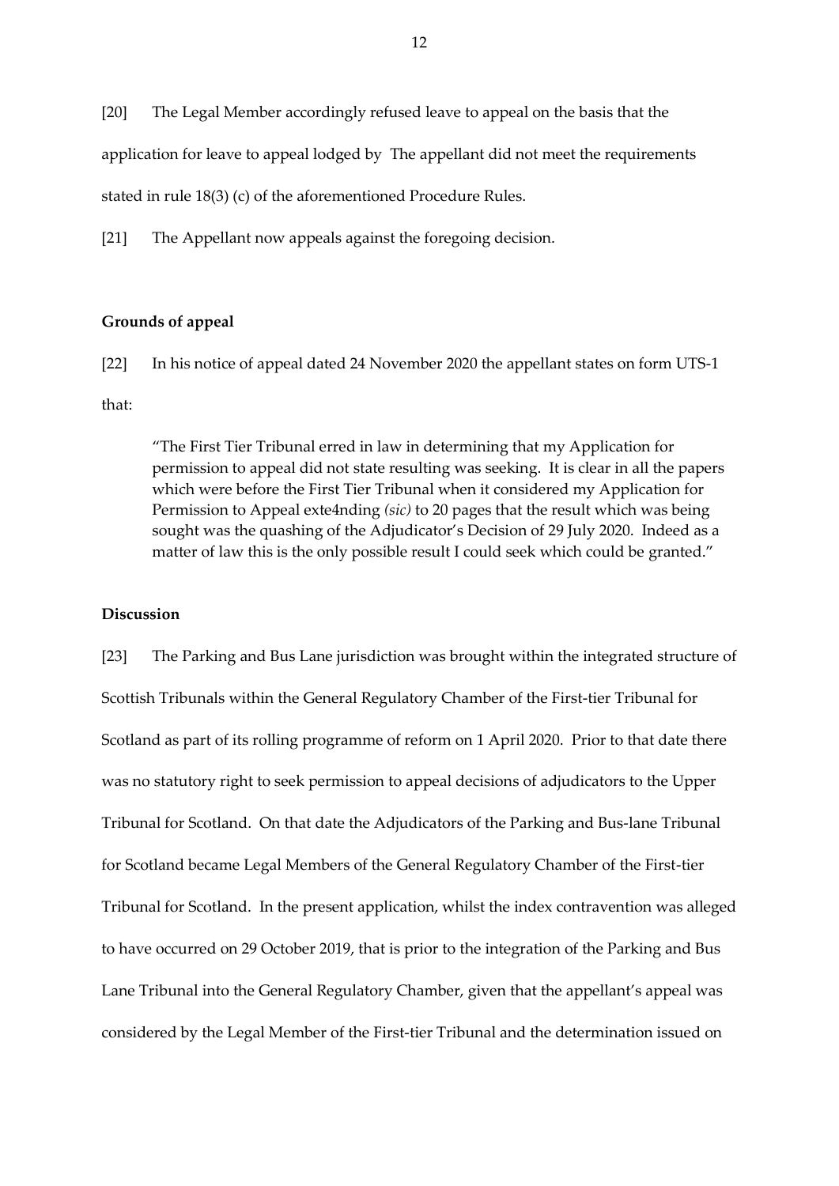[20] The Legal Member accordingly refused leave to appeal on the basis that the application for leave to appeal lodged by The appellant did not meet the requirements stated in rule 18(3) (c) of the aforementioned Procedure Rules.

[21] The Appellant now appeals against the foregoing decision.

## Grounds of appeal

[22] In his notice of appeal dated 24 November 2020 the appellant states on form UTS-1 that:

> "The First Tier Tribunal erred in law in determining that my Application for permission to appeal did not state resulting was seeking. It is clear in all the papers which were before the First Tier Tribunal when it considered my Application for Permission to Appeal exte4nding *(sic)* to 20 pages that the result which was being sought was the quashing of the Adjudicator's Decision of 29 July 2020. Indeed as a matter of law this is the only possible result I could seek which could be granted."

## Discussion

[23] The Parking and Bus Lane jurisdiction was brought within the integrated structure of Scottish Tribunals within the General Regulatory Chamber of the First-tier Tribunal for Scotland as part of its rolling programme of reform on 1 April 2020. Prior to that date there was no statutory right to seek permission to appeal decisions of adjudicators to the Upper Tribunal for Scotland. On that date the Adjudicators of the Parking and Bus-lane Tribunal for Scotland became Legal Members of the General Regulatory Chamber of the First-tier Tribunal for Scotland. In the present application, whilst the index contravention was alleged to have occurred on 29 October 2019, that is prior to the integration of the Parking and Bus Lane Tribunal into the General Regulatory Chamber, given that the appellant's appeal was considered by the Legal Member of the First-tier Tribunal and the determination issued on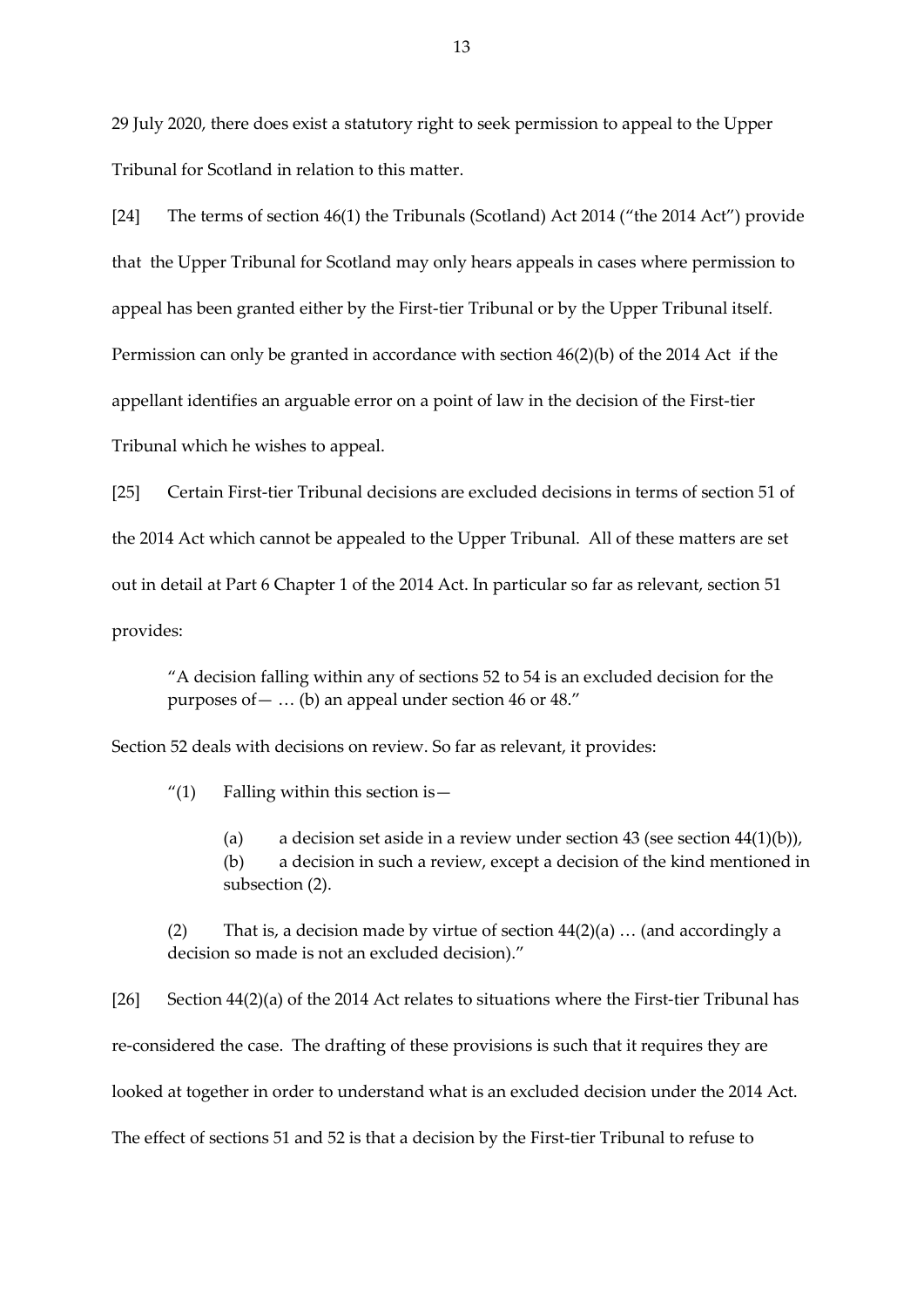29 July 2020, there does exist a statutory right to seek permission to appeal to the Upper Tribunal for Scotland in relation to this matter.

[24] The terms of section 46(1) the Tribunals (Scotland) Act 2014 ("the 2014 Act") provide that the Upper Tribunal for Scotland may only hears appeals in cases where permission to appeal has been granted either by the First-tier Tribunal or by the Upper Tribunal itself. Permission can only be granted in accordance with section 46(2)(b) of the 2014 Act if the appellant identifies an arguable error on a point of law in the decision of the First-tier Tribunal which he wishes to appeal.

[25] Certain First-tier Tribunal decisions are excluded decisions in terms of section 51 of the 2014 Act which cannot be appealed to the Upper Tribunal. All of these matters are set out in detail at Part 6 Chapter 1 of the 2014 Act. In particular so far as relevant, section 51 provides:

> "A decision falling within any of sections 52 to 54 is an excluded decision for the purposes of— … (b) an appeal under section 46 or 48."

Section 52 deals with decisions on review. So far as relevant, it provides:

> "(1) Falling within this section is—
>
> (a) a decision set aside in a review under section 43 (see section 44(1)(b)),
> (b) a decision in such a review, except a decision of the kind mentioned in subsection (2).
>
> (2) That is, a decision made by virtue of section 44(2)(a) … (and accordingly a decision so made is not an excluded decision)."

[26] Section 44(2)(a) of the 2014 Act relates to situations where the First-tier Tribunal has re-considered the case. The drafting of these provisions is such that it requires they are looked at together in order to understand what is an excluded decision under the 2014 Act. The effect of sections 51 and 52 is that a decision by the First-tier Tribunal to refuse to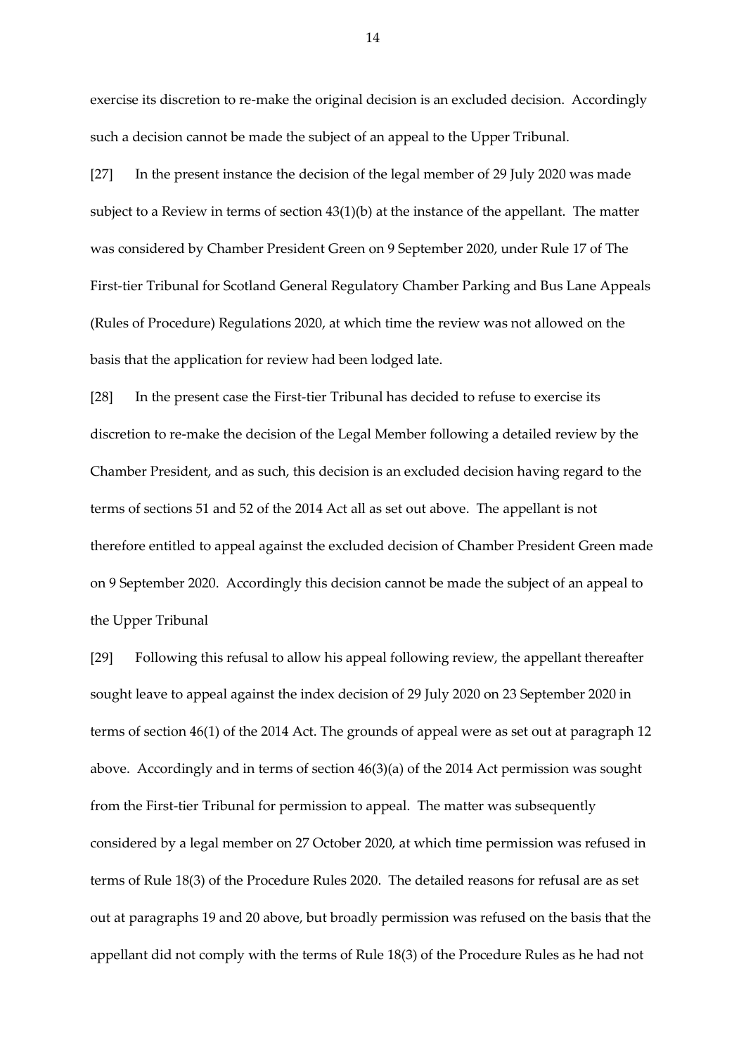exercise its discretion to re-make the original decision is an excluded decision. Accordingly such a decision cannot be made the subject of an appeal to the Upper Tribunal.

[27] In the present instance the decision of the legal member of 29 July 2020 was made subject to a Review in terms of section 43(1)(b) at the instance of the appellant. The matter was considered by Chamber President Green on 9 September 2020, under Rule 17 of The First-tier Tribunal for Scotland General Regulatory Chamber Parking and Bus Lane Appeals (Rules of Procedure) Regulations 2020, at which time the review was not allowed on the basis that the application for review had been lodged late.

[28] In the present case the First-tier Tribunal has decided to refuse to exercise its discretion to re-make the decision of the Legal Member following a detailed review by the Chamber President, and as such, this decision is an excluded decision having regard to the terms of sections 51 and 52 of the 2014 Act all as set out above. The appellant is not therefore entitled to appeal against the excluded decision of Chamber President Green made on 9 September 2020. Accordingly this decision cannot be made the subject of an appeal to the Upper Tribunal

[29] Following this refusal to allow his appeal following review, the appellant thereafter sought leave to appeal against the index decision of 29 July 2020 on 23 September 2020 in terms of section 46(1) of the 2014 Act. The grounds of appeal were as set out at paragraph 12 above. Accordingly and in terms of section 46(3)(a) of the 2014 Act permission was sought from the First-tier Tribunal for permission to appeal. The matter was subsequently considered by a legal member on 27 October 2020, at which time permission was refused in terms of Rule 18(3) of the Procedure Rules 2020. The detailed reasons for refusal are as set out at paragraphs 19 and 20 above, but broadly permission was refused on the basis that the appellant did not comply with the terms of Rule 18(3) of the Procedure Rules as he had not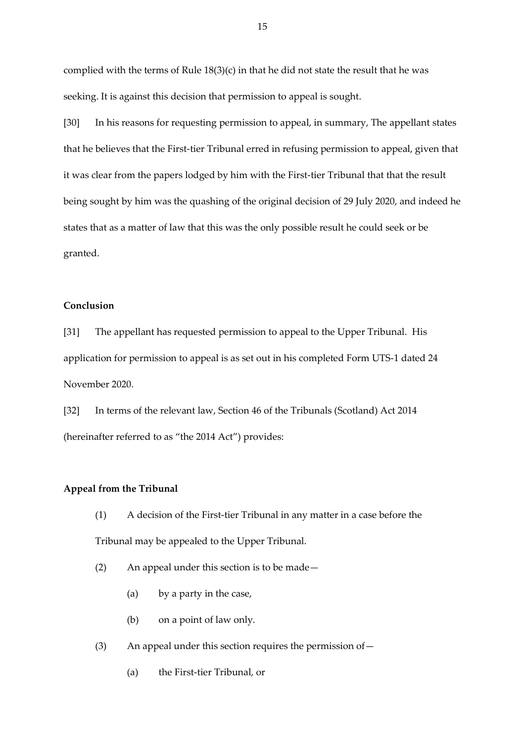complied with the terms of Rule 18(3)(c) in that he did not state the result that he was seeking. It is against this decision that permission to appeal is sought.

[30] In his reasons for requesting permission to appeal, in summary, The appellant states that he believes that the First-tier Tribunal erred in refusing permission to appeal, given that it was clear from the papers lodged by him with the First-tier Tribunal that that the result being sought by him was the quashing of the original decision of 29 July 2020, and indeed he states that as a matter of law that this was the only possible result he could seek or be granted.

**Conclusion**

[31] The appellant has requested permission to appeal to the Upper Tribunal. His application for permission to appeal is as set out in his completed Form UTS-1 dated 24 November 2020.

[32] In terms of the relevant law, Section 46 of the Tribunals (Scotland) Act 2014 (hereinafter referred to as "the 2014 Act") provides:

**Appeal from the Tribunal**

(1) A decision of the First-tier Tribunal in any matter in a case before the Tribunal may be appealed to the Upper Tribunal.

(2) An appeal under this section is to be made—

(a) by a party in the case,

(b) on a point of law only.

(3) An appeal under this section requires the permission of—

(a) the First-tier Tribunal, or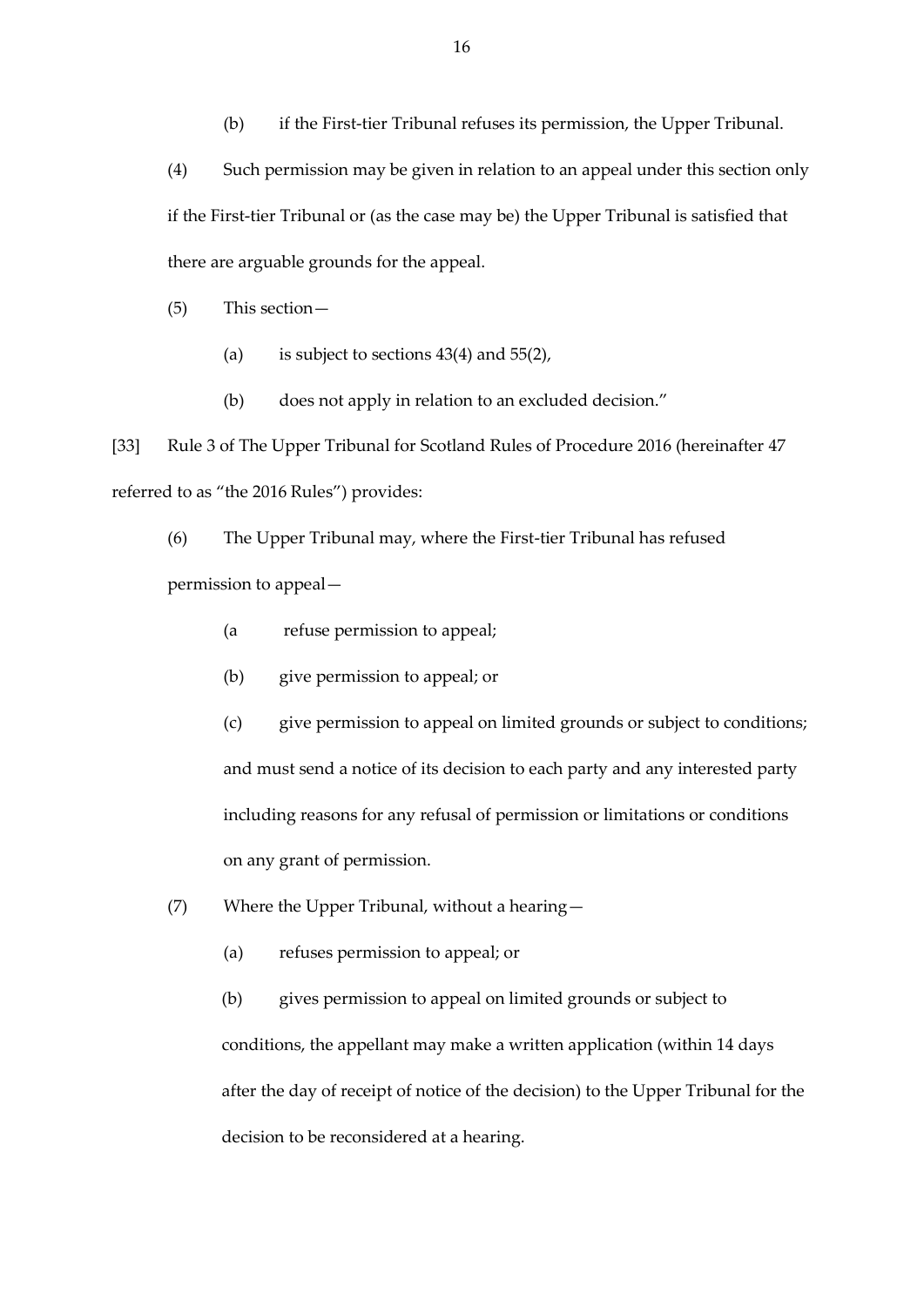(b) if the First-tier Tribunal refuses its permission, the Upper Tribunal.

(4) Such permission may be given in relation to an appeal under this section only if the First-tier Tribunal or (as the case may be) the Upper Tribunal is satisfied that there are arguable grounds for the appeal.

(5) This section—

(a) is subject to sections 43(4) and 55(2),

(b) does not apply in relation to an excluded decision."

[33] Rule 3 of The Upper Tribunal for Scotland Rules of Procedure 2016 (hereinafter 47 referred to as "the 2016 Rules") provides:

(6) The Upper Tribunal may, where the First-tier Tribunal has refused permission to appeal—

(a refuse permission to appeal;

(b) give permission to appeal; or

(c) give permission to appeal on limited grounds or subject to conditions; and must send a notice of its decision to each party and any interested party including reasons for any refusal of permission or limitations or conditions on any grant of permission.

(7) Where the Upper Tribunal, without a hearing—

(a) refuses permission to appeal; or

(b) gives permission to appeal on limited grounds or subject to conditions, the appellant may make a written application (within 14 days after the day of receipt of notice of the decision) to the Upper Tribunal for the decision to be reconsidered at a hearing.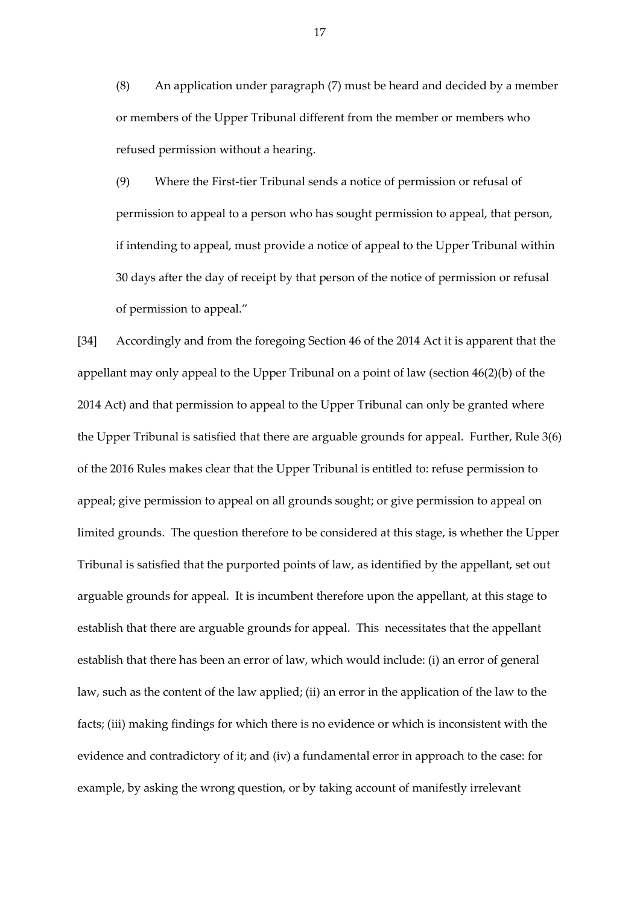(8) An application under paragraph (7) must be heard and decided by a member or members of the Upper Tribunal different from the member or members who refused permission without a hearing.

(9) Where the First-tier Tribunal sends a notice of permission or refusal of permission to appeal to a person who has sought permission to appeal, that person, if intending to appeal, must provide a notice of appeal to the Upper Tribunal within 30 days after the day of receipt by that person of the notice of permission or refusal of permission to appeal."

[34] Accordingly and from the foregoing Section 46 of the 2014 Act it is apparent that the appellant may only appeal to the Upper Tribunal on a point of law (section 46(2)(b) of the 2014 Act) and that permission to appeal to the Upper Tribunal can only be granted where the Upper Tribunal is satisfied that there are arguable grounds for appeal. Further, Rule 3(6) of the 2016 Rules makes clear that the Upper Tribunal is entitled to: refuse permission to appeal; give permission to appeal on all grounds sought; or give permission to appeal on limited grounds. The question therefore to be considered at this stage, is whether the Upper Tribunal is satisfied that the purported points of law, as identified by the appellant, set out arguable grounds for appeal. It is incumbent therefore upon the appellant, at this stage to establish that there are arguable grounds for appeal. This necessitates that the appellant establish that there has been an error of law, which would include: (i) an error of general law, such as the content of the law applied; (ii) an error in the application of the law to the facts; (iii) making findings for which there is no evidence or which is inconsistent with the evidence and contradictory of it; and (iv) a fundamental error in approach to the case: for example, by asking the wrong question, or by taking account of manifestly irrelevant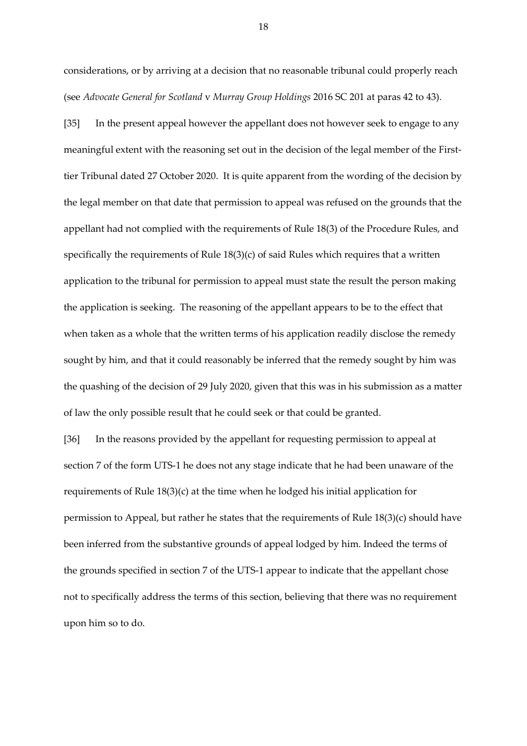considerations, or by arriving at a decision that no reasonable tribunal could properly reach (see *Advocate General for Scotland* v *Murray Group Holdings* 2016 SC 201 at paras 42 to 43).

[35] In the present appeal however the appellant does not however seek to engage to any meaningful extent with the reasoning set out in the decision of the legal member of the First-tier Tribunal dated 27 October 2020. It is quite apparent from the wording of the decision by the legal member on that date that permission to appeal was refused on the grounds that the appellant had not complied with the requirements of Rule 18(3) of the Procedure Rules, and specifically the requirements of Rule 18(3)(c) of said Rules which requires that a written application to the tribunal for permission to appeal must state the result the person making the application is seeking. The reasoning of the appellant appears to be to the effect that when taken as a whole that the written terms of his application readily disclose the remedy sought by him, and that it could reasonably be inferred that the remedy sought by him was the quashing of the decision of 29 July 2020, given that this was in his submission as a matter of law the only possible result that he could seek or that could be granted.

[36] In the reasons provided by the appellant for requesting permission to appeal at section 7 of the form UTS-1 he does not any stage indicate that he had been unaware of the requirements of Rule 18(3)(c) at the time when he lodged his initial application for permission to Appeal, but rather he states that the requirements of Rule 18(3)(c) should have been inferred from the substantive grounds of appeal lodged by him. Indeed the terms of the grounds specified in section 7 of the UTS-1 appear to indicate that the appellant chose not to specifically address the terms of this section, believing that there was no requirement upon him so to do.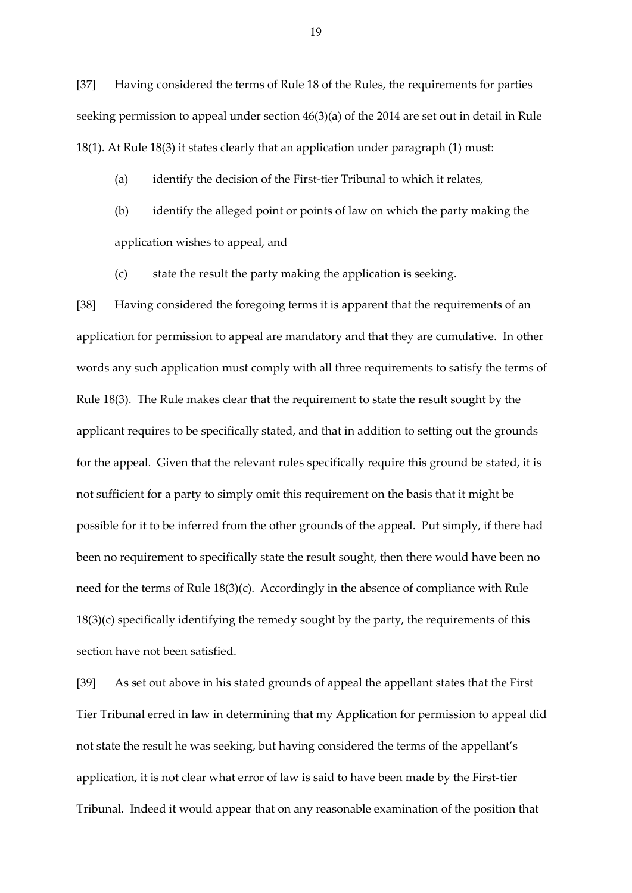[37] Having considered the terms of Rule 18 of the Rules, the requirements for parties seeking permission to appeal under section 46(3)(a) of the 2014 are set out in detail in Rule 18(1). At Rule 18(3) it states clearly that an application under paragraph (1) must:

(a) identify the decision of the First-tier Tribunal to which it relates,

(b) identify the alleged point or points of law on which the party making the application wishes to appeal, and

(c) state the result the party making the application is seeking.

[38] Having considered the foregoing terms it is apparent that the requirements of an application for permission to appeal are mandatory and that they are cumulative. In other words any such application must comply with all three requirements to satisfy the terms of Rule 18(3). The Rule makes clear that the requirement to state the result sought by the applicant requires to be specifically stated, and that in addition to setting out the grounds for the appeal. Given that the relevant rules specifically require this ground be stated, it is not sufficient for a party to simply omit this requirement on the basis that it might be possible for it to be inferred from the other grounds of the appeal. Put simply, if there had been no requirement to specifically state the result sought, then there would have been no need for the terms of Rule 18(3)(c). Accordingly in the absence of compliance with Rule 18(3)(c) specifically identifying the remedy sought by the party, the requirements of this section have not been satisfied.

[39] As set out above in his stated grounds of appeal the appellant states that the First Tier Tribunal erred in law in determining that my Application for permission to appeal did not state the result he was seeking, but having considered the terms of the appellant's application, it is not clear what error of law is said to have been made by the First-tier Tribunal. Indeed it would appear that on any reasonable examination of the position that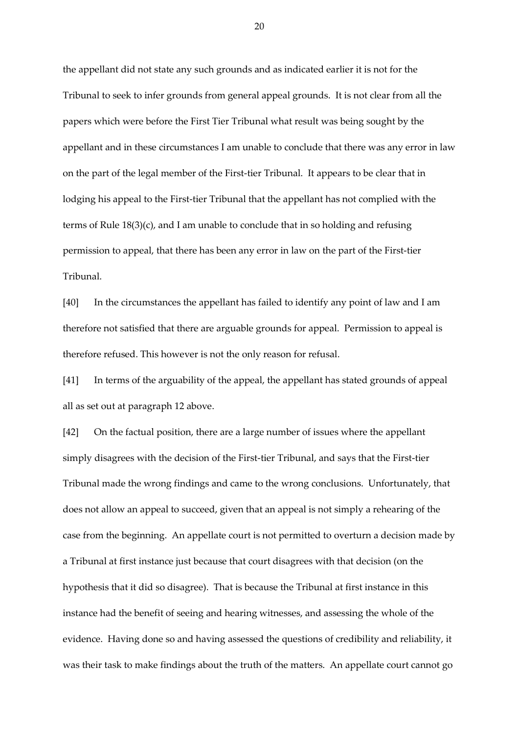the appellant did not state any such grounds and as indicated earlier it is not for the Tribunal to seek to infer grounds from general appeal grounds. It is not clear from all the papers which were before the First Tier Tribunal what result was being sought by the appellant and in these circumstances I am unable to conclude that there was any error in law on the part of the legal member of the First-tier Tribunal. It appears to be clear that in lodging his appeal to the First-tier Tribunal that the appellant has not complied with the terms of Rule 18(3)(c), and I am unable to conclude that in so holding and refusing permission to appeal, that there has been any error in law on the part of the First-tier Tribunal.

[40] In the circumstances the appellant has failed to identify any point of law and I am therefore not satisfied that there are arguable grounds for appeal. Permission to appeal is therefore refused. This however is not the only reason for refusal.

[41] In terms of the arguability of the appeal, the appellant has stated grounds of appeal all as set out at paragraph 12 above.

[42] On the factual position, there are a large number of issues where the appellant simply disagrees with the decision of the First-tier Tribunal, and says that the First-tier Tribunal made the wrong findings and came to the wrong conclusions. Unfortunately, that does not allow an appeal to succeed, given that an appeal is not simply a rehearing of the case from the beginning. An appellate court is not permitted to overturn a decision made by a Tribunal at first instance just because that court disagrees with that decision (on the hypothesis that it did so disagree). That is because the Tribunal at first instance in this instance had the benefit of seeing and hearing witnesses, and assessing the whole of the evidence. Having done so and having assessed the questions of credibility and reliability, it was their task to make findings about the truth of the matters. An appellate court cannot go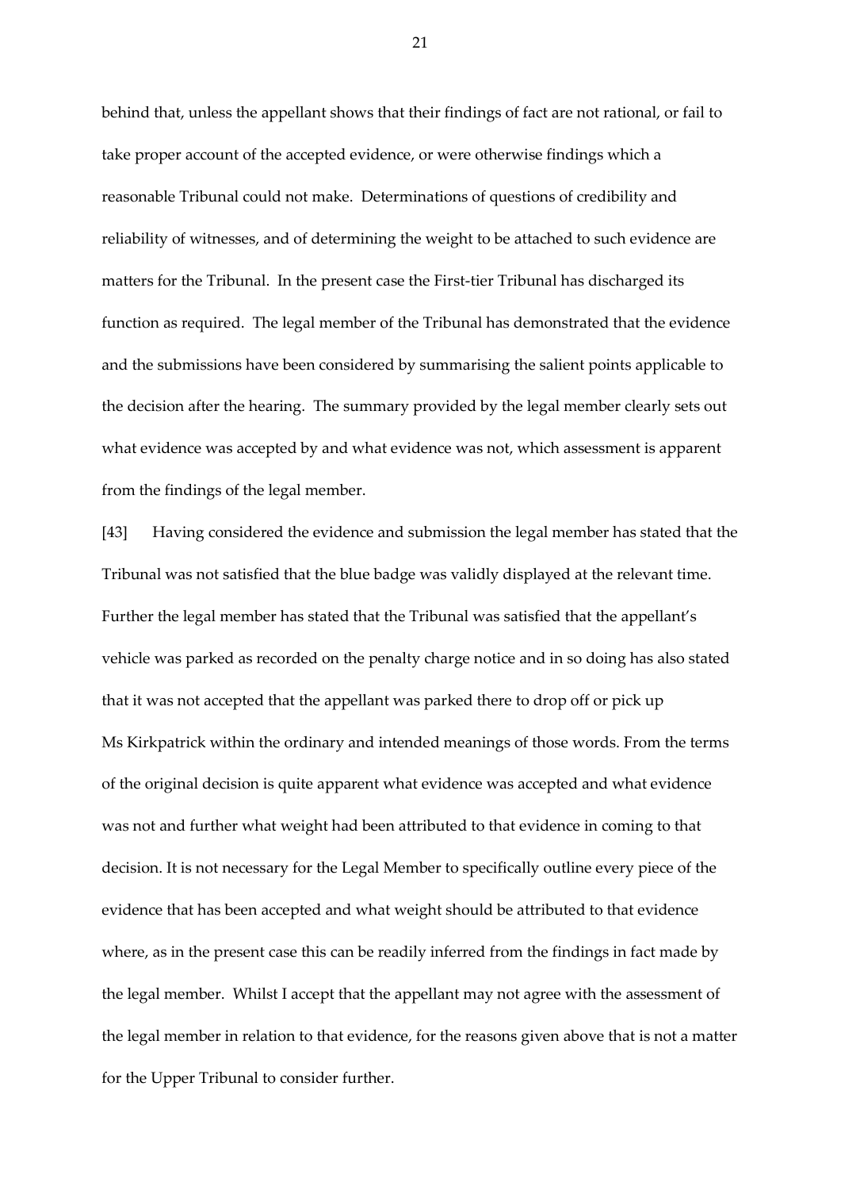behind that, unless the appellant shows that their findings of fact are not rational, or fail to take proper account of the accepted evidence, or were otherwise findings which a reasonable Tribunal could not make. Determinations of questions of credibility and reliability of witnesses, and of determining the weight to be attached to such evidence are matters for the Tribunal. In the present case the First-tier Tribunal has discharged its function as required. The legal member of the Tribunal has demonstrated that the evidence and the submissions have been considered by summarising the salient points applicable to the decision after the hearing. The summary provided by the legal member clearly sets out what evidence was accepted by and what evidence was not, which assessment is apparent from the findings of the legal member.

[43] Having considered the evidence and submission the legal member has stated that the Tribunal was not satisfied that the blue badge was validly displayed at the relevant time. Further the legal member has stated that the Tribunal was satisfied that the appellant's vehicle was parked as recorded on the penalty charge notice and in so doing has also stated that it was not accepted that the appellant was parked there to drop off or pick up Ms Kirkpatrick within the ordinary and intended meanings of those words. From the terms of the original decision is quite apparent what evidence was accepted and what evidence was not and further what weight had been attributed to that evidence in coming to that decision. It is not necessary for the Legal Member to specifically outline every piece of the evidence that has been accepted and what weight should be attributed to that evidence where, as in the present case this can be readily inferred from the findings in fact made by the legal member. Whilst I accept that the appellant may not agree with the assessment of the legal member in relation to that evidence, for the reasons given above that is not a matter for the Upper Tribunal to consider further.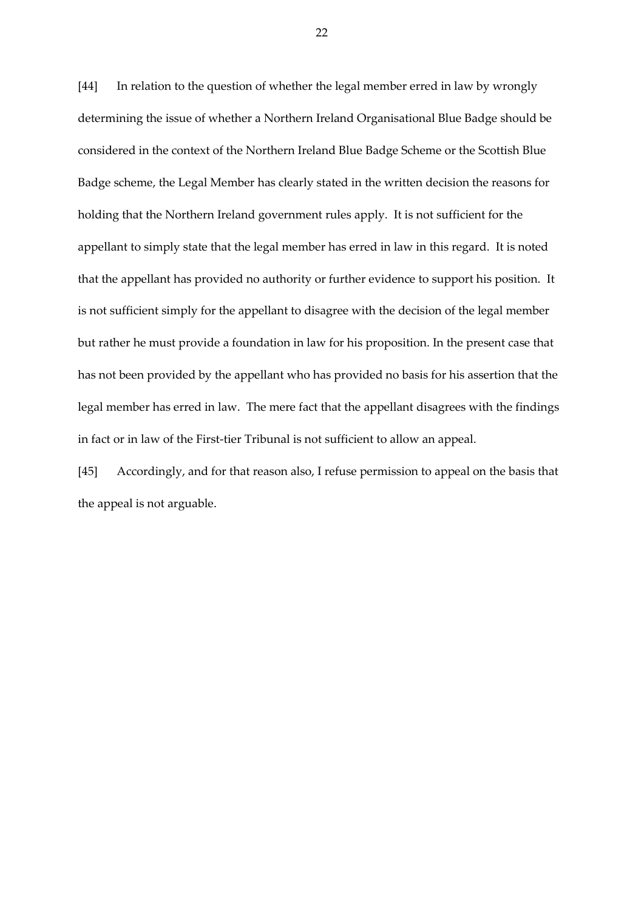[44] In relation to the question of whether the legal member erred in law by wrongly determining the issue of whether a Northern Ireland Organisational Blue Badge should be considered in the context of the Northern Ireland Blue Badge Scheme or the Scottish Blue Badge scheme, the Legal Member has clearly stated in the written decision the reasons for holding that the Northern Ireland government rules apply. It is not sufficient for the appellant to simply state that the legal member has erred in law in this regard. It is noted that the appellant has provided no authority or further evidence to support his position. It is not sufficient simply for the appellant to disagree with the decision of the legal member but rather he must provide a foundation in law for his proposition. In the present case that has not been provided by the appellant who has provided no basis for his assertion that the legal member has erred in law. The mere fact that the appellant disagrees with the findings in fact or in law of the First-tier Tribunal is not sufficient to allow an appeal.

[45] Accordingly, and for that reason also, I refuse permission to appeal on the basis that the appeal is not arguable.